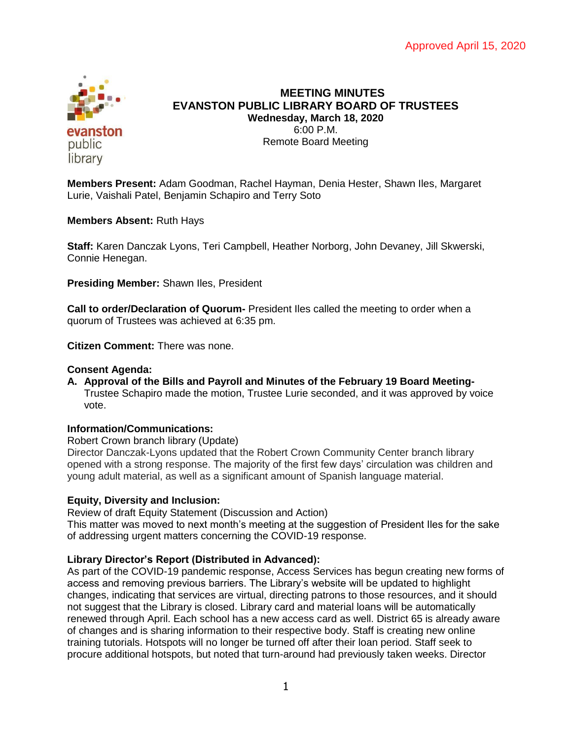Approved April 15, 2020

# MEETING MINUTES
# EVANSTON PUBLIC LIBRARY BOARD OF TRUSTEES

**Wednesday, March 18, 2020**
6:00 P.M.
Remote Board Meeting

**Members Present:** Adam Goodman, Rachel Hayman, Denia Hester, Shawn Iles, Margaret Lurie, Vaishali Patel, Benjamin Schapiro and Terry Soto

**Members Absent:** Ruth Hays

**Staff:** Karen Danczak Lyons, Teri Campbell, Heather Norborg, John Devaney, Jill Skwerski, Connie Henegan.

**Presiding Member:** Shawn Iles, President

**Call to order/Declaration of Quorum-** President Iles called the meeting to order when a quorum of Trustees was achieved at 6:35 pm.

**Citizen Comment:** There was none.

**Consent Agenda:**

**A. Approval of the Bills and Payroll and Minutes of the February 19 Board Meeting-** Trustee Schapiro made the motion, Trustee Lurie seconded, and it was approved by voice vote.

**Information/Communications:**

Robert Crown branch library (Update)

Director Danczak-Lyons updated that the Robert Crown Community Center branch library opened with a strong response. The majority of the first few days' circulation was children and young adult material, as well as a significant amount of Spanish language material.

**Equity, Diversity and Inclusion:**

Review of draft Equity Statement (Discussion and Action)

This matter was moved to next month's meeting at the suggestion of President Iles for the sake of addressing urgent matters concerning the COVID-19 response.

**Library Director's Report (Distributed in Advanced):**

As part of the COVID-19 pandemic response, Access Services has begun creating new forms of access and removing previous barriers. The Library's website will be updated to highlight changes, indicating that services are virtual, directing patrons to those resources, and it should not suggest that the Library is closed. Library card and material loans will be automatically renewed through April. Each school has a new access card as well. District 65 is already aware of changes and is sharing information to their respective body. Staff is creating new online training tutorials. Hotspots will no longer be turned off after their loan period. Staff seek to procure additional hotspots, but noted that turn-around had previously taken weeks. Director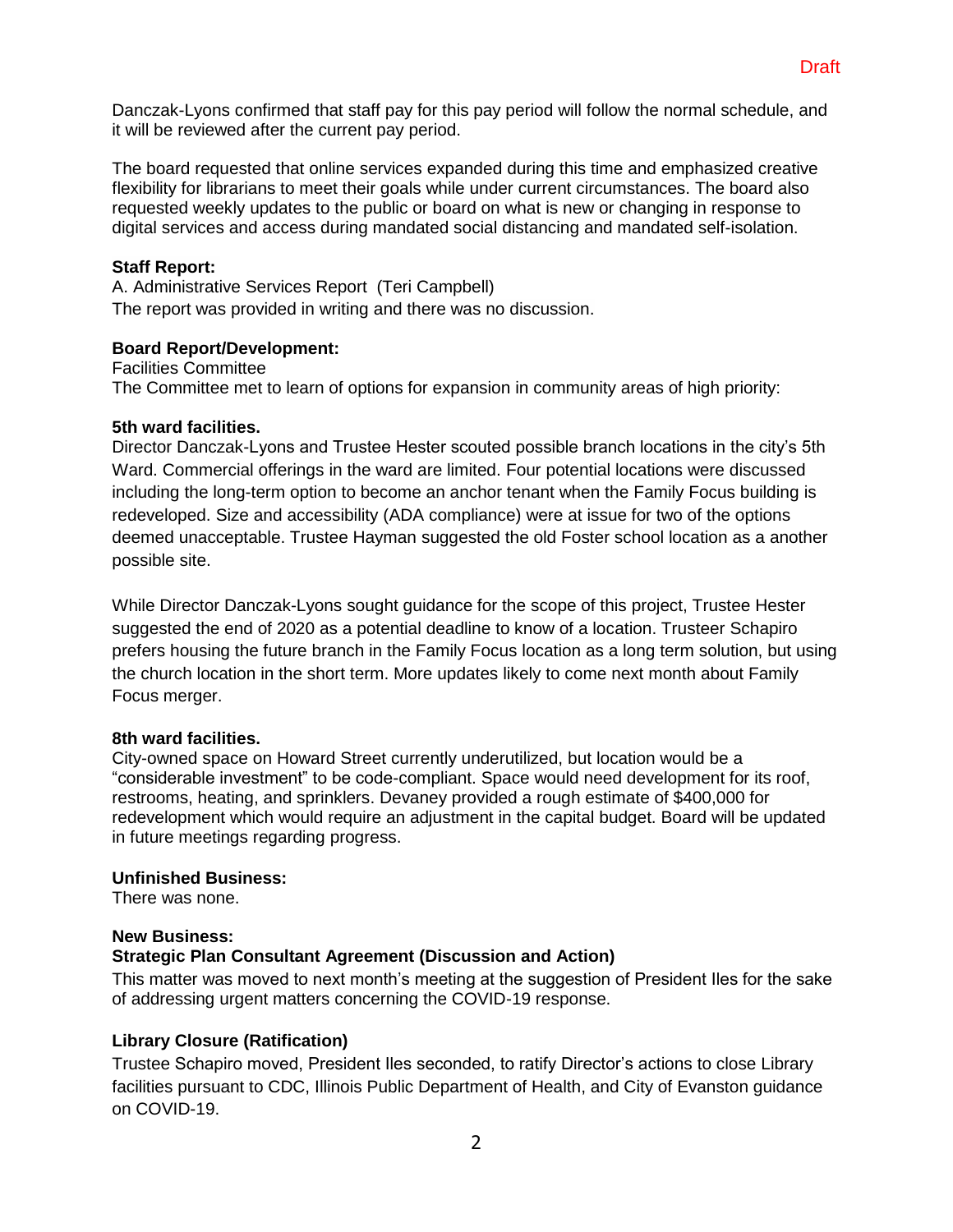Draft

Danczak-Lyons confirmed that staff pay for this pay period will follow the normal schedule, and it will be reviewed after the current pay period.

The board requested that online services expanded during this time and emphasized creative flexibility for librarians to meet their goals while under current circumstances. The board also requested weekly updates to the public or board on what is new or changing in response to digital services and access during mandated social distancing and mandated self-isolation.

**Staff Report:**
A. Administrative Services Report (Teri Campbell)
The report was provided in writing and there was no discussion.

**Board Report/Development:**
Facilities Committee
The Committee met to learn of options for expansion in community areas of high priority:

**5th ward facilities.**
Director Danczak-Lyons and Trustee Hester scouted possible branch locations in the city's 5th Ward. Commercial offerings in the ward are limited. Four potential locations were discussed including the long-term option to become an anchor tenant when the Family Focus building is redeveloped. Size and accessibility (ADA compliance) were at issue for two of the options deemed unacceptable. Trustee Hayman suggested the old Foster school location as a another possible site.

While Director Danczak-Lyons sought guidance for the scope of this project, Trustee Hester suggested the end of 2020 as a potential deadline to know of a location. Trusteer Schapiro prefers housing the future branch in the Family Focus location as a long term solution, but using the church location in the short term. More updates likely to come next month about Family Focus merger.

**8th ward facilities.**
City-owned space on Howard Street currently underutilized, but location would be a "considerable investment" to be code-compliant. Space would need development for its roof, restrooms, heating, and sprinklers. Devaney provided a rough estimate of $400,000 for redevelopment which would require an adjustment in the capital budget. Board will be updated in future meetings regarding progress.

**Unfinished Business:**
There was none.

**New Business:**
**Strategic Plan Consultant Agreement (Discussion and Action)**
This matter was moved to next month's meeting at the suggestion of President Iles for the sake of addressing urgent matters concerning the COVID-19 response.

**Library Closure (Ratification)**
Trustee Schapiro moved, President Iles seconded, to ratify Director's actions to close Library facilities pursuant to CDC, Illinois Public Department of Health, and City of Evanston guidance on COVID-19.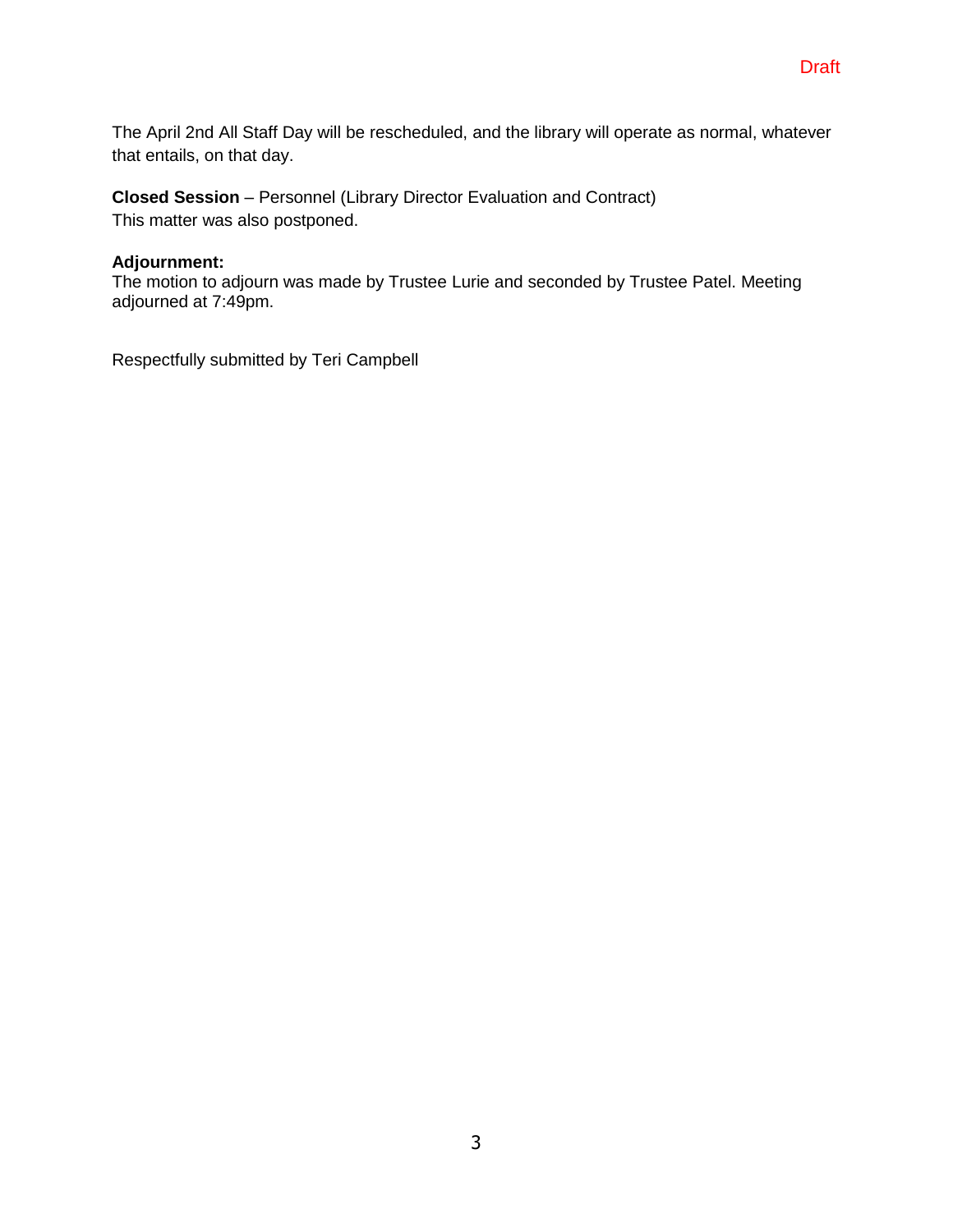Draft

The April 2nd All Staff Day will be rescheduled, and the library will operate as normal, whatever that entails, on that day.

**Closed Session** – Personnel (Library Director Evaluation and Contract)
This matter was also postponed.

**Adjournment:**
The motion to adjourn was made by Trustee Lurie and seconded by Trustee Patel. Meeting adjourned at 7:49pm.

Respectfully submitted by Teri Campbell